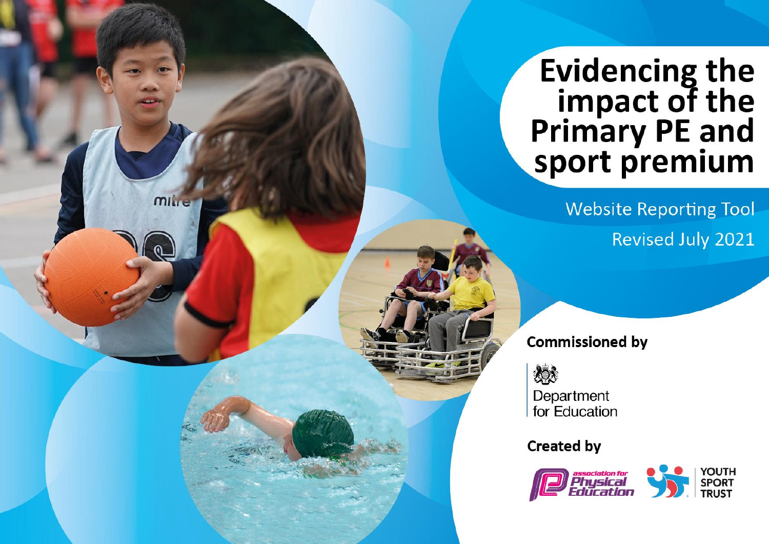# Evidencing the impact of the Primary PE and sport premium

Website Reporting Tool

Revised July 2021

**Commissioned by**

Department for Education

**Created by**

association for Physical Education

YOUTH SPORT TRUST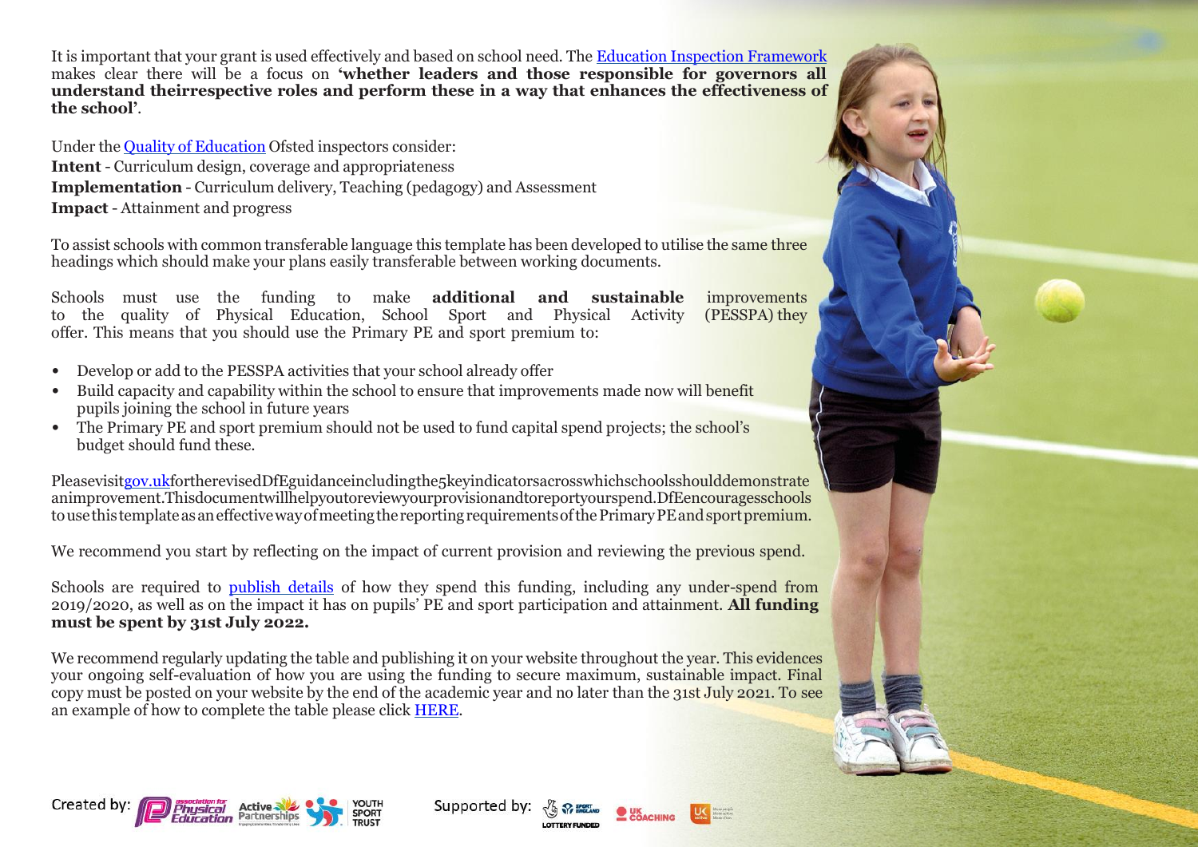It is important that your grant is used effectively and based on school need. The Education Inspection Framework makes clear there will be a focus on **'whether leaders and those responsible for governors all understand theirrespective roles and perform these in a way that enhances the effectiveness of the school'**.

Under the Quality of Education Ofsted inspectors consider:
**Intent** - Curriculum design, coverage and appropriateness
**Implementation** - Curriculum delivery, Teaching (pedagogy) and Assessment
**Impact** - Attainment and progress

To assist schools with common transferable language this template has been developed to utilise the same three headings which should make your plans easily transferable between working documents.

Schools must use the funding to make **additional and sustainable** improvements to the quality of Physical Education, School Sport and Physical Activity (PESSPA) they offer. This means that you should use the Primary PE and sport premium to:

- Develop or add to the PESSPA activities that your school already offer
- Build capacity and capability within the school to ensure that improvements made now will benefit pupils joining the school in future years
- The Primary PE and sport premium should not be used to fund capital spend projects; the school's budget should fund these.

Pleasevisitgov.ukfortherevisedDfEguidanceincludingthe5keyindicatorsacrosswhichschoolsshoulddemonstrate animprovement.Thisdocumentwillhelpyoutoreviewyourprovisionandtoreportyourspend.DfEencouragesschools tousethistemplateasaneffectivewayofmeetingthereportingrequirementsofthePrimaryPEandsportpremium.

We recommend you start by reflecting on the impact of current provision and reviewing the previous spend.

Schools are required to publish details of how they spend this funding, including any under-spend from 2019/2020, as well as on the impact it has on pupils' PE and sport participation and attainment. **All funding must be spent by 31st July 2022.**

We recommend regularly updating the table and publishing it on your website throughout the year. This evidences your ongoing self-evaluation of how you are using the funding to secure maximum, sustainable impact. Final copy must be posted on your website by the end of the academic year and no later than the 31st July 2021. To see an example of how to complete the table please click HERE.

Created by: Association for Physical Education, Active Partnerships, Youth Sport Trust

Supported by: Sport England, Lottery Funded, UK Coaching, UK Active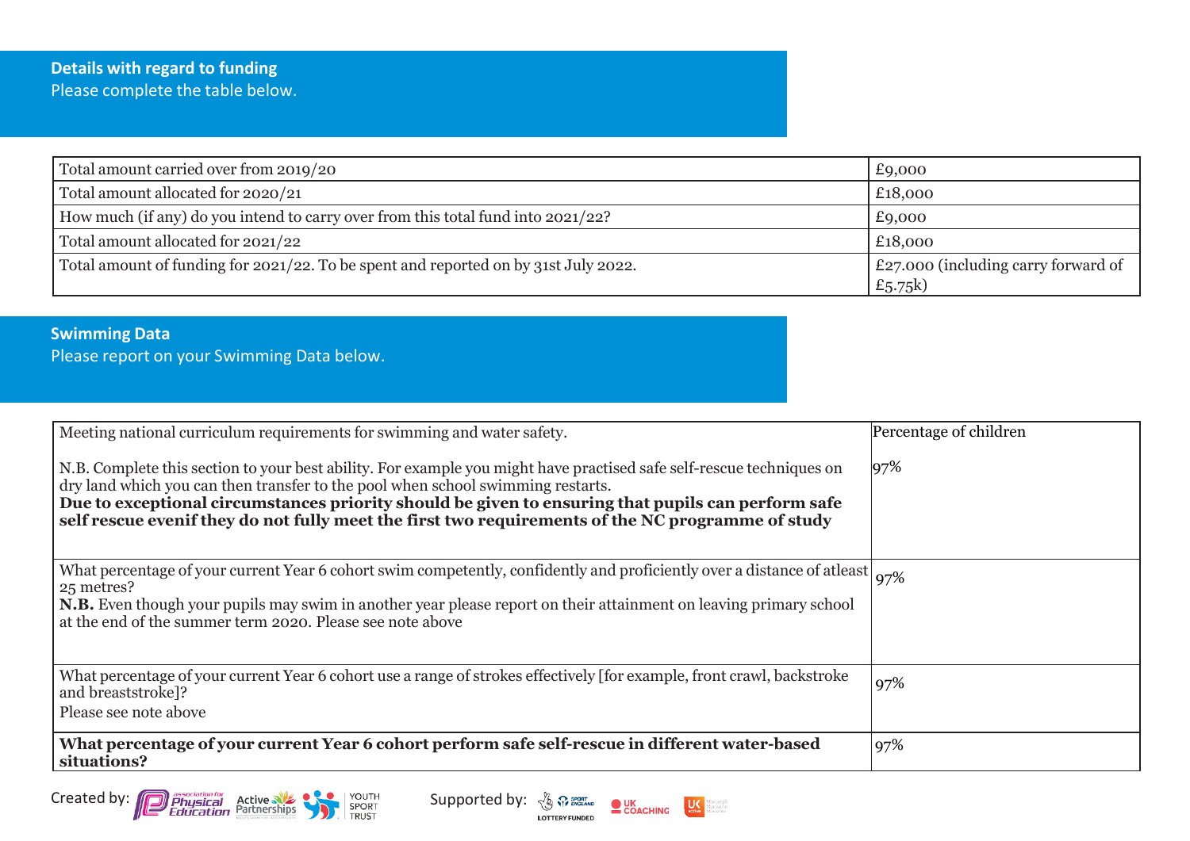## Details with regard to funding

Please complete the table below.

| | |
|---|---|
| Total amount carried over from 2019/20 | £9,000 |
| Total amount allocated for 2020/21 | £18,000 |
| How much (if any) do you intend to carry over from this total fund into 2021/22? | £9,000 |
| Total amount allocated for 2021/22 | £18,000 |
| Total amount of funding for 2021/22. To be spent and reported on by 31st July 2022. | £27.000 (including carry forward of £5.75k) |

## Swimming Data

Please report on your Swimming Data below.

| Meeting national curriculum requirements for swimming and water safety. | Percentage of children |
|---|---|
| N.B. Complete this section to your best ability. For example you might have practised safe self-rescue techniques on dry land which you can then transfer to the pool when school swimming restarts. **Due to exceptional circumstances priority should be given to ensuring that pupils can perform safe self rescue evenif they do not fully meet the first two requirements of the NC programme of study** | 97% |
| What percentage of your current Year 6 cohort swim competently, confidently and proficiently over a distance of atleast 25 metres? **N.B.** Even though your pupils may swim in another year please report on their attainment on leaving primary school at the end of the summer term 2020. Please see note above | 97% |
| What percentage of your current Year 6 cohort use a range of strokes effectively [for example, front crawl, backstroke and breaststroke]? Please see note above | 97% |
| **What percentage of your current Year 6 cohort perform safe self-rescue in different water-based situations?** | 97% |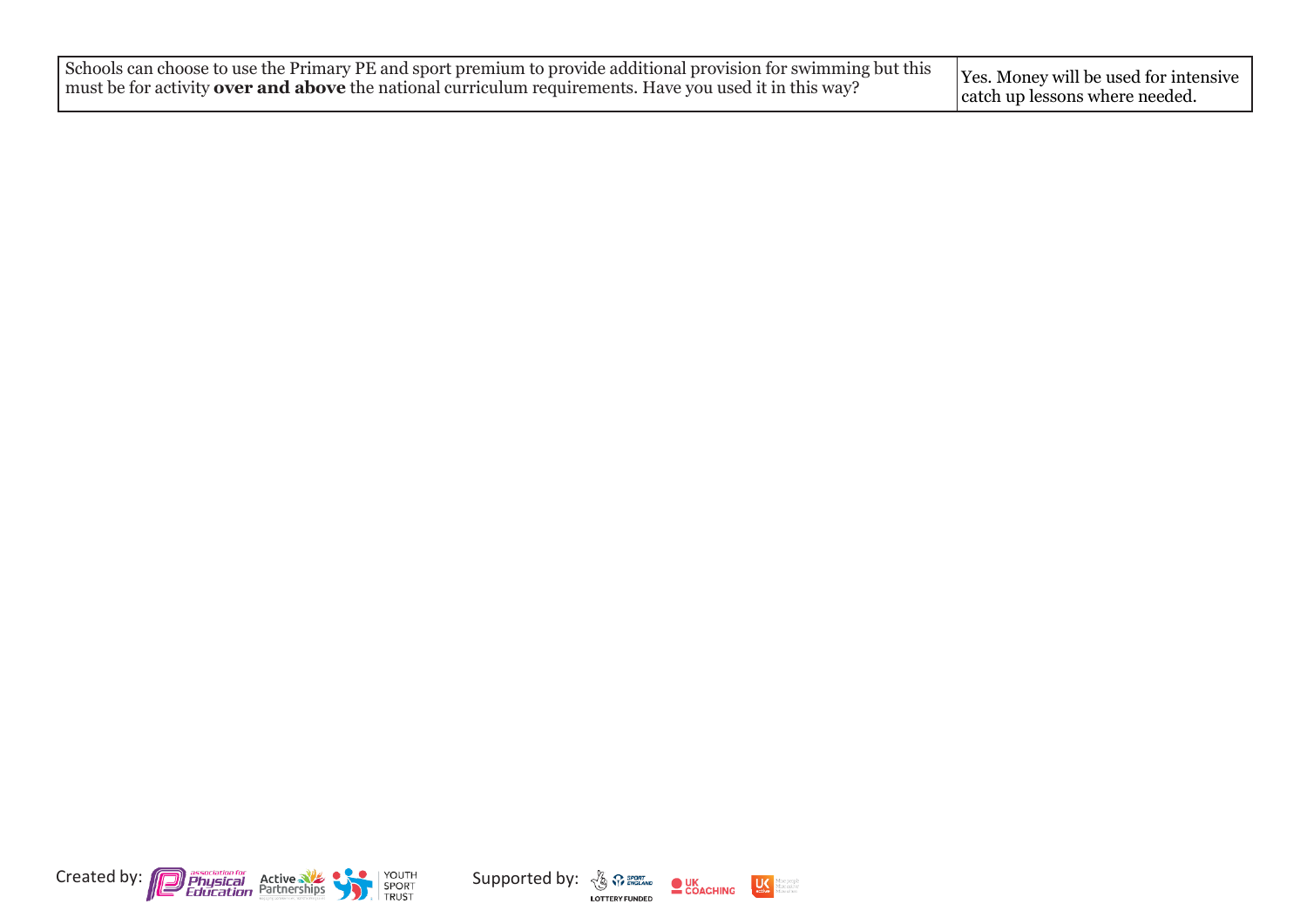| | |
|---|---|
| Schools can choose to use the Primary PE and sport premium to provide additional provision for swimming but this must be for activity **over and above** the national curriculum requirements. Have you used it in this way? | Yes. Money will be used for intensive catch up lessons where needed. |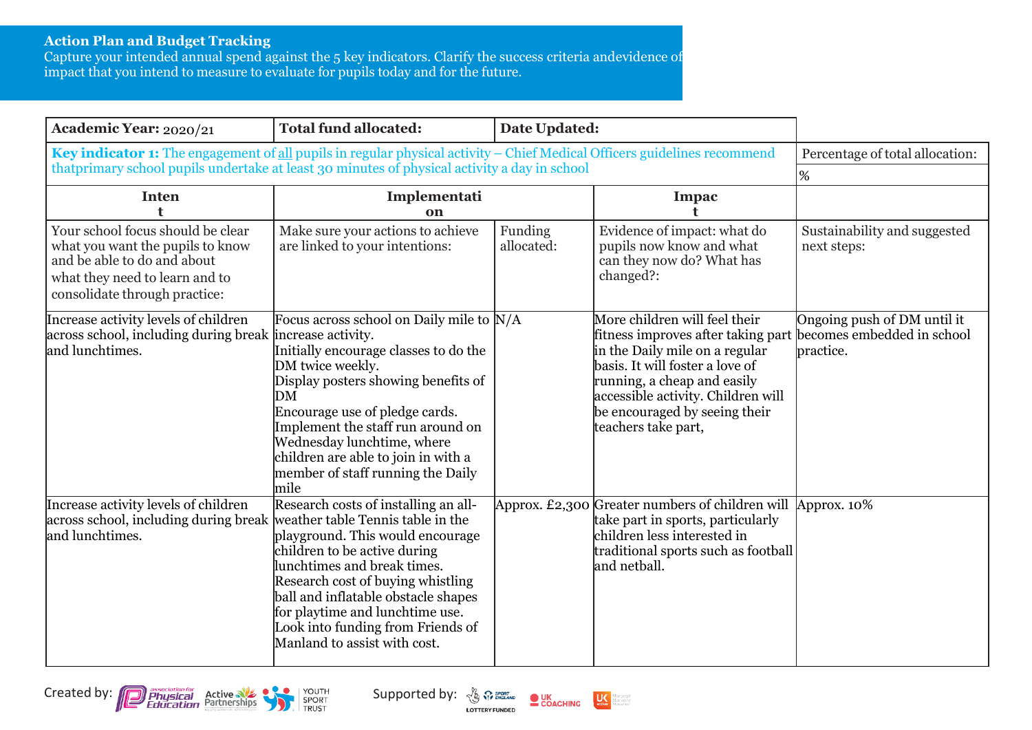**Action Plan and Budget Tracking**
Capture your intended annual spend against the 5 key indicators. Clarify the success criteria andevidence of impact that you intend to measure to evaluate for pupils today and for the future.

| **Academic Year:** 2020/21 | **Total fund allocated:** | **Date Updated:** | | |
|---|---|---|---|---|
| **Key indicator 1:** The engagement of all pupils in regular physical activity – Chief Medical Officers guidelines recommend thatprimary school pupils undertake at least 30 minutes of physical activity a day in school | | | | Percentage of total allocation:<br>% |
| **Intent** | **Implementation** | | **Impact** | |
| Your school focus should be clear what you want the pupils to know and be able to do and about what they need to learn and to consolidate through practice: | Make sure your actions to achieve are linked to your intentions: | Funding allocated: | Evidence of impact: what do pupils now know and what can they now do? What has changed?: | Sustainability and suggested next steps: |
| Increase activity levels of children across school, including during break and lunchtimes. | Focus across school on Daily mile to increase activity.<br>Initially encourage classes to do the DM twice weekly.<br>Display posters showing benefits of DM<br>Encourage use of pledge cards.<br>Implement the staff run around on Wednesday lunchtime, where children are able to join in with a member of staff running the Daily mile | N/A | More children will feel their fitness improves after taking part in the Daily mile on a regular basis. It will foster a love of running, a cheap and easily accessible activity. Children will be encouraged by seeing their teachers take part, | Ongoing push of DM until it becomes embedded in school practice. |
| Increase activity levels of children across school, including during break and lunchtimes. | Research costs of installing an all-weather table Tennis table in the playground. This would encourage children to be active during lunchtimes and break times.<br>Research cost of buying whistling ball and inflatable obstacle shapes for playtime and lunchtime use.<br>Look into funding from Friends of Manland to assist with cost. | Approx. £2,300 | Greater numbers of children will take part in sports, particularly children less interested in traditional sports such as football and netball. | Approx. 10% |

Created by: Association for Physical Education, Active Partnerships, Youth Sport Trust    Supported by: Sport England (Lottery Funded), UK Coaching, UK Active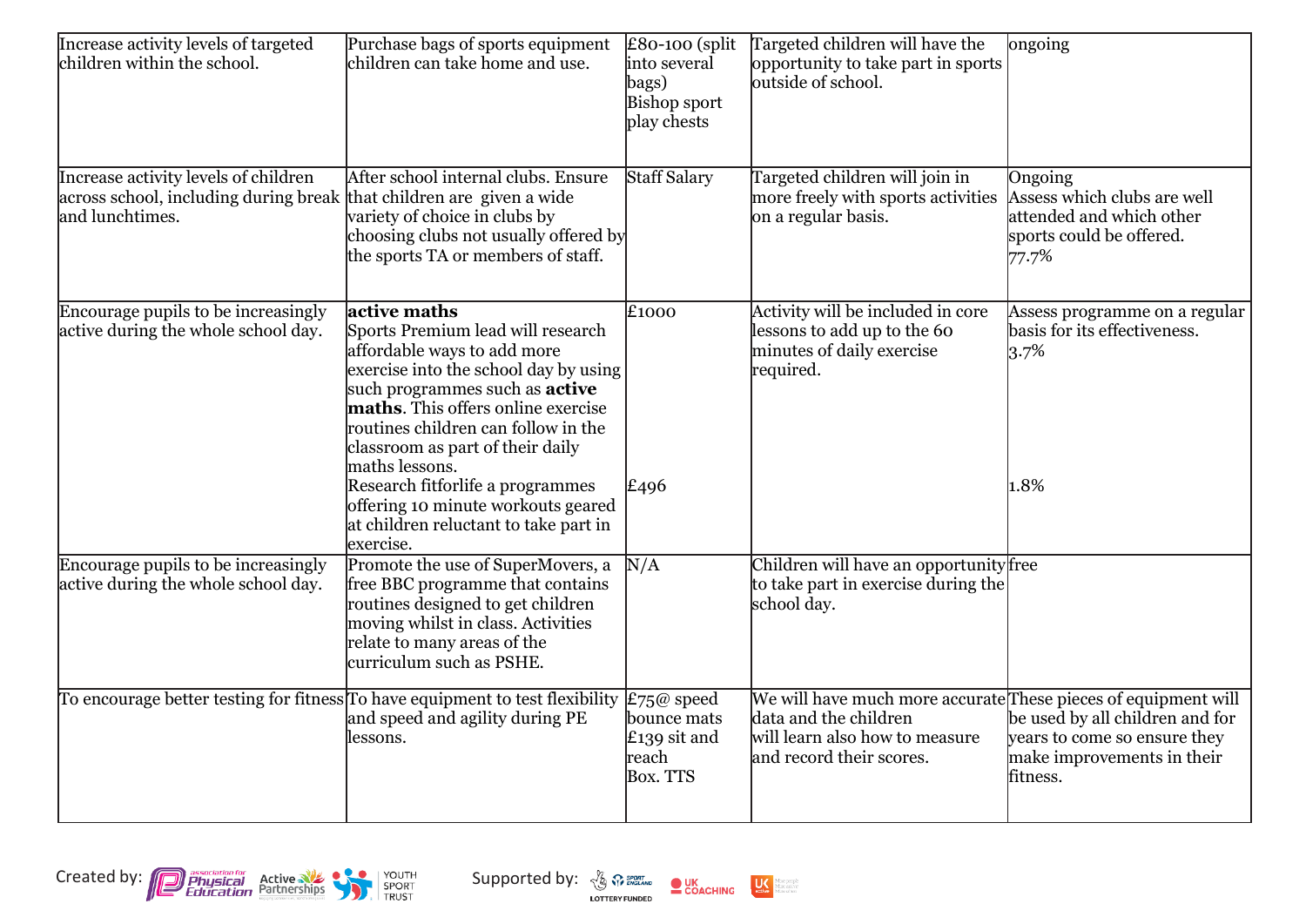| | | | | |
|---|---|---|---|---|
| Increase activity levels of targeted children within the school. | Purchase bags of sports equipment children can take home and use. | £80-100 (split into several bags) Bishop sport play chests | Targeted children will have the opportunity to take part in sports outside of school. | ongoing |
| Increase activity levels of children across school, including during break and lunchtimes. | After school internal clubs. Ensure that children are given a wide variety of choice in clubs by choosing clubs not usually offered by the sports TA or members of staff. | Staff Salary | Targeted children will join in more freely with sports activities on a regular basis. | Ongoing<br>Assess which clubs are well attended and which other sports could be offered.<br>77.7% |
| Encourage pupils to be increasingly active during the whole school day. | **active maths**<br>Sports Premium lead will research affordable ways to add more exercise into the school day by using such programmes such as **active maths**. This offers online exercise routines children can follow in the classroom as part of their daily maths lessons.<br>Research fitforlife a programmes offering 10 minute workouts geared at children reluctant to take part in exercise. | £1000<br><br><br><br><br><br><br><br>£496 | Activity will be included in core lessons to add up to the 60 minutes of daily exercise required. | Assess programme on a regular basis for its effectiveness.<br>3.7%<br><br><br><br><br><br>1.8% |
| Encourage pupils to be increasingly active during the whole school day. | Promote the use of SuperMovers, a free BBC programme that contains routines designed to get children moving whilst in class. Activities relate to many areas of the curriculum such as PSHE. | N/A | Children will have an opportunity to take part in exercise during the school day. | free |
| To encourage better testing for fitness | To have equipment to test flexibility and speed and agility during PE lessons. | £75@ speed bounce mats<br>£139 sit and reach<br>Box. TTS | We will have much more accurate data and the children will learn also how to measure and record their scores. | These pieces of equipment will be used by all children and for years to come so ensure they make improvements in their fitness. |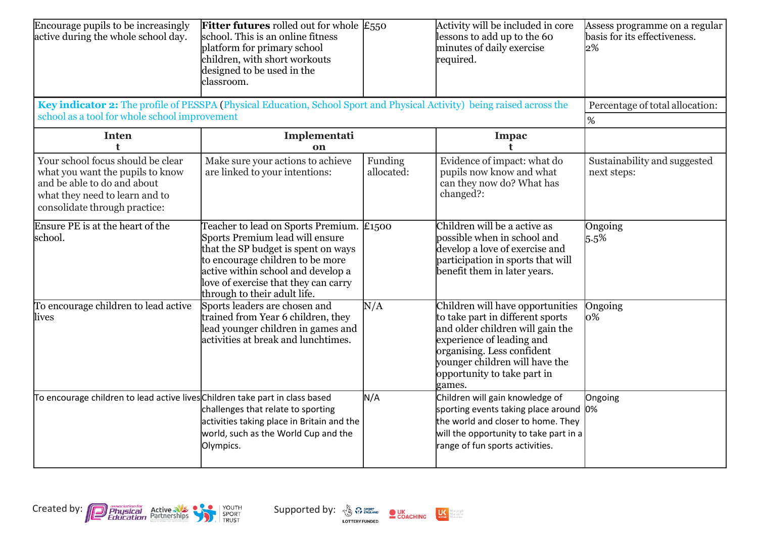| | | | | |
|---|---|---|---|---|
| Encourage pupils to be increasingly active during the whole school day. | **Fitter futures** rolled out for whole school. This is an online fitness platform for primary school children, with short workouts designed to be used in the classroom. | £550 | Activity will be included in core lessons to add up to the 60 minutes of daily exercise required. | Assess programme on a regular basis for its effectiveness. 2% |

| **Key indicator 2:** The profile of PESSPA (Physical Education, School Sport and Physical Activity) being raised across the school as a tool for whole school improvement | | | | Percentage of total allocation: |
|---|---|---|---|---|
| | | | | % |
| Intent | Implementation | | Impact | |
| Your school focus should be clear what you want the pupils to know and be able to do and about what they need to learn and to consolidate through practice: | Make sure your actions to achieve are linked to your intentions: | Funding allocated: | Evidence of impact: what do pupils now know and what can they now do? What has changed?: | Sustainability and suggested next steps: |
| Ensure PE is at the heart of the school. | Teacher to lead on Sports Premium. Sports Premium lead will ensure that the SP budget is spent on ways to encourage children to be more active within school and develop a love of exercise that they can carry through to their adult life. | £1500 | Children will be a active as possible when in school and develop a love of exercise and participation in sports that will benefit them in later years. | Ongoing 5.5% |
| To encourage children to lead active lives | Sports leaders are chosen and trained from Year 6 children, they lead younger children in games and activities at break and lunchtimes. | N/A | Children will have opportunities to take part in different sports and older children will gain the experience of leading and organising. Less confident younger children will have the opportunity to take part in games. | Ongoing 0% |
| To encourage children to lead active lives | Children take part in class based challenges that relate to sporting activities taking place in Britain and the world, such as the World Cup and the Olympics. | N/A | Children will gain knowledge of sporting events taking place around the world and closer to home. They will the opportunity to take part in a range of fun sports activities. | Ongoing 0% |

Created by: Association for Physical Education, Active Partnerships, Youth Sport Trust

Supported by: Sport England (Lottery Funded), UK Coaching, UK Active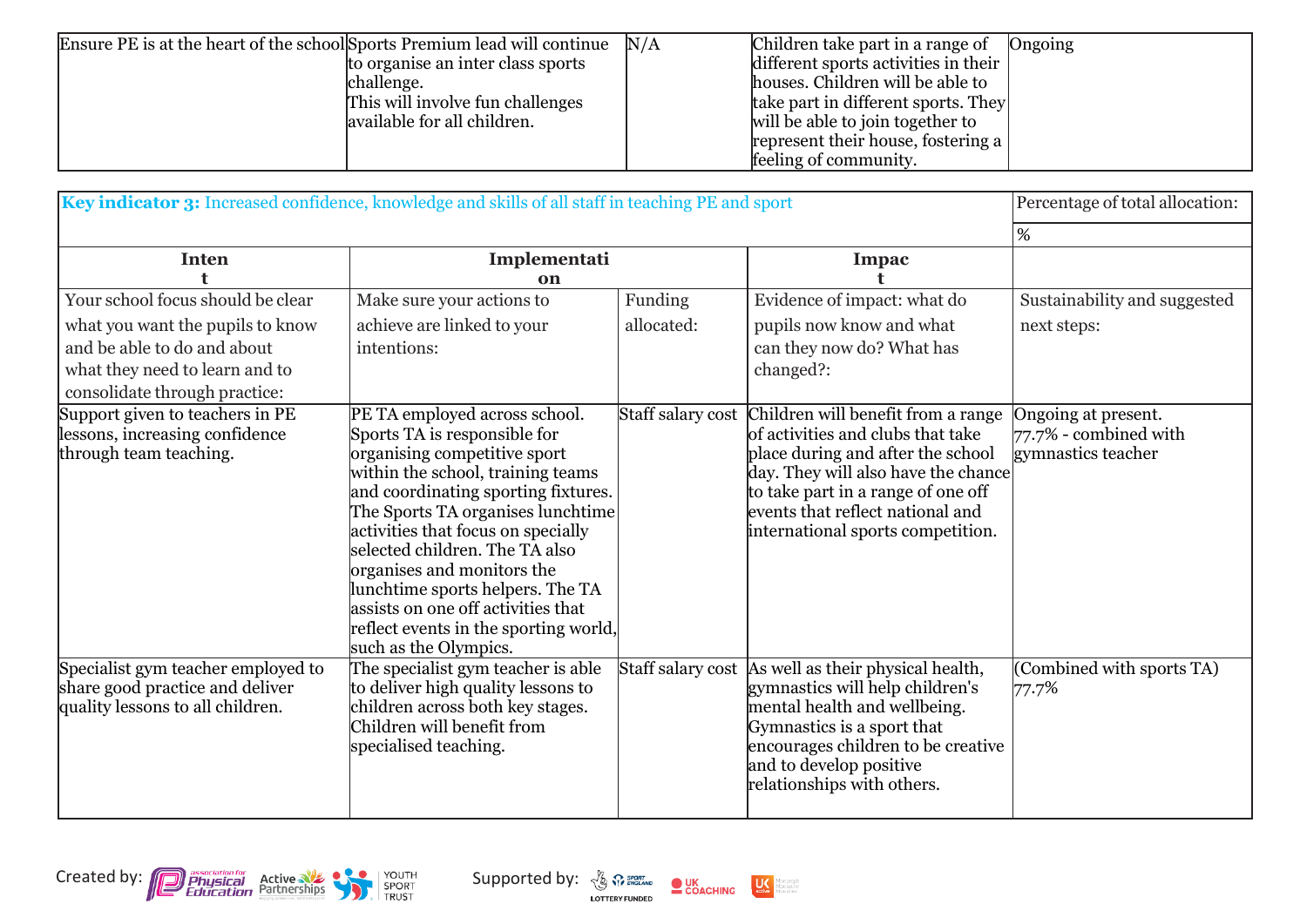| Ensure PE is at the heart of the school | Sports Premium lead will continue to organise an inter class sports challenge. This will involve fun challenges available for all children. | N/A | Children take part in a range of different sports activities in their houses. Children will be able to take part in different sports. They will be able to join together to represent their house, fostering a feeling of community. | Ongoing |
|---|---|---|---|---|

| **Key indicator 3:** Increased confidence, knowledge and skills of all staff in teaching PE and sport | | | | Percentage of total allocation: |
|---|---|---|---|---|
| | | | | % |
| **Intent** | **Implementation** | | **Impact** | |
| Your school focus should be clear what you want the pupils to know and be able to do and about what they need to learn and to consolidate through practice: | Make sure your actions to achieve are linked to your intentions: | Funding allocated: | Evidence of impact: what do pupils now know and what can they now do? What has changed?: | Sustainability and suggested next steps: |
| Support given to teachers in PE lessons, increasing confidence through team teaching. | PE TA employed across school. Sports TA is responsible for organising competitive sport within the school, training teams and coordinating sporting fixtures. The Sports TA organises lunchtime activities that focus on specially selected children. The TA also organises and monitors the lunchtime sports helpers. The TA assists on one off activities that reflect events in the sporting world, such as the Olympics. | Staff salary cost | Children will benefit from a range of activities and clubs that take place during and after the school day. They will also have the chance to take part in a range of one off events that reflect national and international sports competition. | Ongoing at present. 77.7% - combined with gymnastics teacher |
| Specialist gym teacher employed to share good practice and deliver quality lessons to all children. | The specialist gym teacher is able to deliver high quality lessons to children across both key stages. Children will benefit from specialised teaching. | Staff salary cost | As well as their physical health, gymnastics will help children's mental health and wellbeing. Gymnastics is a sport that encourages children to be creative and to develop positive relationships with others. | (Combined with sports TA) 77.7% |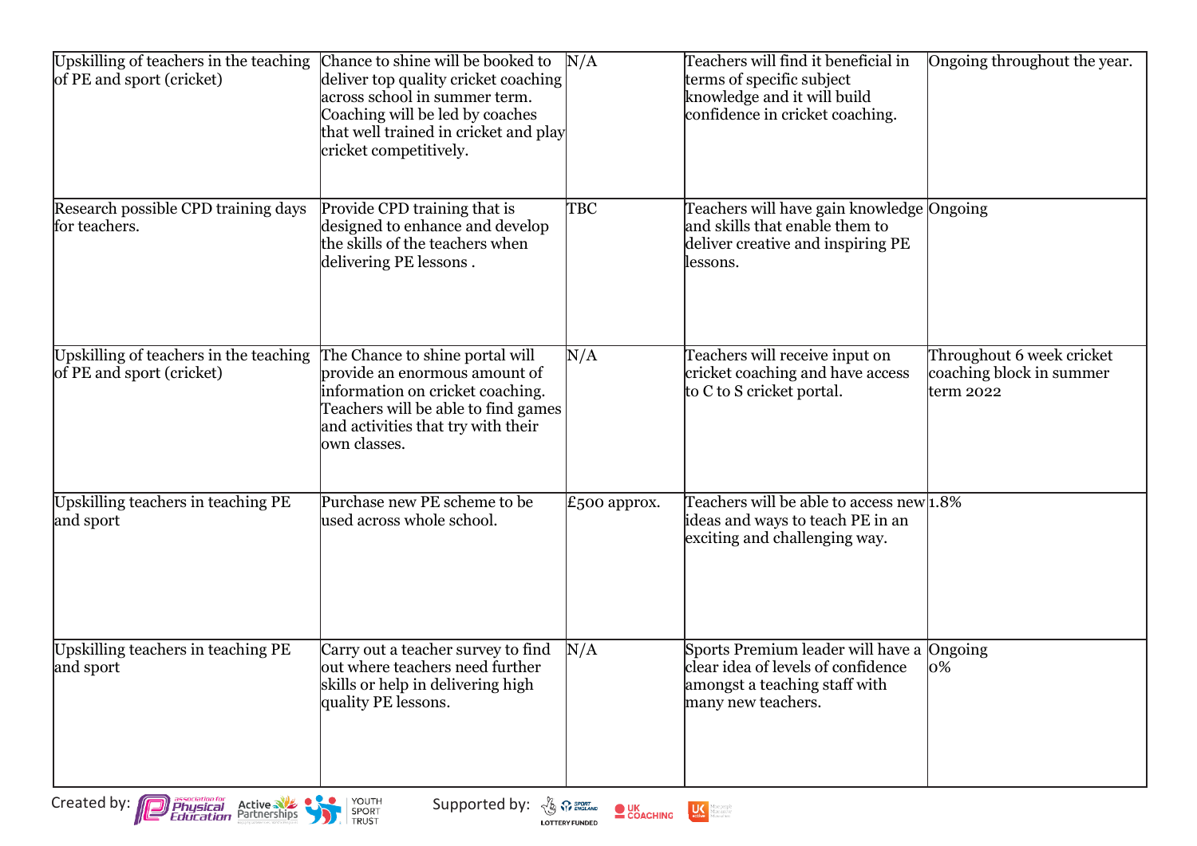| | | | | |
|---|---|---|---|---|
| Upskilling of teachers in the teaching of PE and sport (cricket) | Chance to shine will be booked to deliver top quality cricket coaching across school in summer term. Coaching will be led by coaches that well trained in cricket and play cricket competitively. | N/A | Teachers will find it beneficial in terms of specific subject knowledge and it will build confidence in cricket coaching. | Ongoing throughout the year. |
| Research possible CPD training days for teachers. | Provide CPD training that is designed to enhance and develop the skills of the teachers when delivering PE lessons . | TBC | Teachers will have gain knowledge and skills that enable them to deliver creative and inspiring PE lessons. | Ongoing |
| Upskilling of teachers in the teaching of PE and sport (cricket) | The Chance to shine portal will provide an enormous amount of information on cricket coaching. Teachers will be able to find games and activities that try with their own classes. | N/A | Teachers will receive input on cricket coaching and have access to C to S cricket portal. | Throughout 6 week cricket coaching block in summer term 2022 |
| Upskilling teachers in teaching PE and sport | Purchase new PE scheme to be used across whole school. | £500 approx. | Teachers will be able to access new ideas and ways to teach PE in an exciting and challenging way. | 1.8% |
| Upskilling teachers in teaching PE and sport | Carry out a teacher survey to find out where teachers need further skills or help in delivering high quality PE lessons. | N/A | Sports Premium leader will have a clear idea of levels of confidence amongst a teaching staff with many new teachers. | Ongoing<br>0% |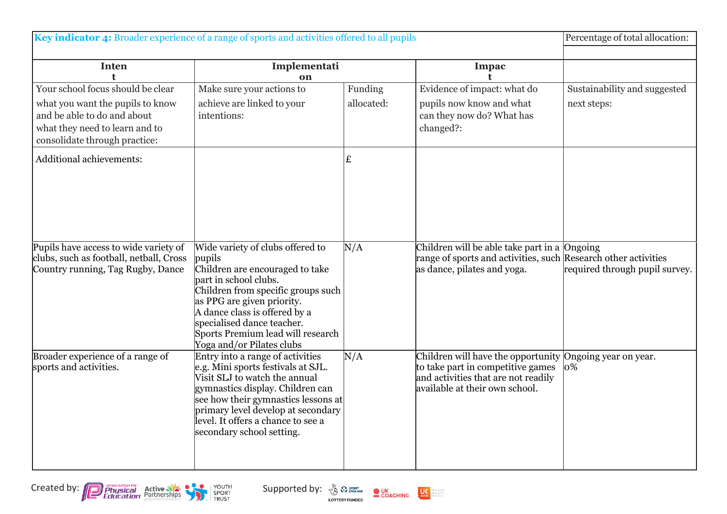| **Key indicator 4:** Broader experience of a range of sports and activities offered to all pupils | | | | Percentage of total allocation: |
|---|---|---|---|---|
| | | | | |
| **Intent** | **Implementation** | | **Impact** | |
| Your school focus should be clear what you want the pupils to know and be able to do and about what they need to learn and to consolidate through practice: | Make sure your actions to achieve are linked to your intentions: | Funding allocated: | Evidence of impact: what do pupils now know and what can they now do? What has changed?: | Sustainability and suggested next steps: |
| Additional achievements: | | £ | | |
| Pupils have access to wide variety of clubs, such as football, netball, Cross Country running, Tag Rugby, Dance | Wide variety of clubs offered to pupils<br>Children are encouraged to take part in school clubs.<br>Children from specific groups such as PPG are given priority.<br>A dance class is offered by a specialised dance teacher.<br>Sports Premium lead will research Yoga and/or Pilates clubs | N/A | Children will be able take part in a range of sports and activities, such as dance, pilates and yoga. | Ongoing<br>Research other activities required through pupil survey. |
| Broader experience of a range of sports and activities. | Entry into a range of activities e.g. Mini sports festivals at SJL. Visit SLJ to watch the annual gymnastics display. Children can see how their gymnastics lessons at primary level develop at secondary level. It offers a chance to see a secondary school setting. | N/A | Children will have the opportunity to take part in competitive games and activities that are not readily available at their own school. | Ongoing year on year.<br>0% |

Created by: Association for Physical Education, Active Partnerships, Youth Sport Trust

Supported by: Sport England (Lottery Funded), UK Coaching, UK Active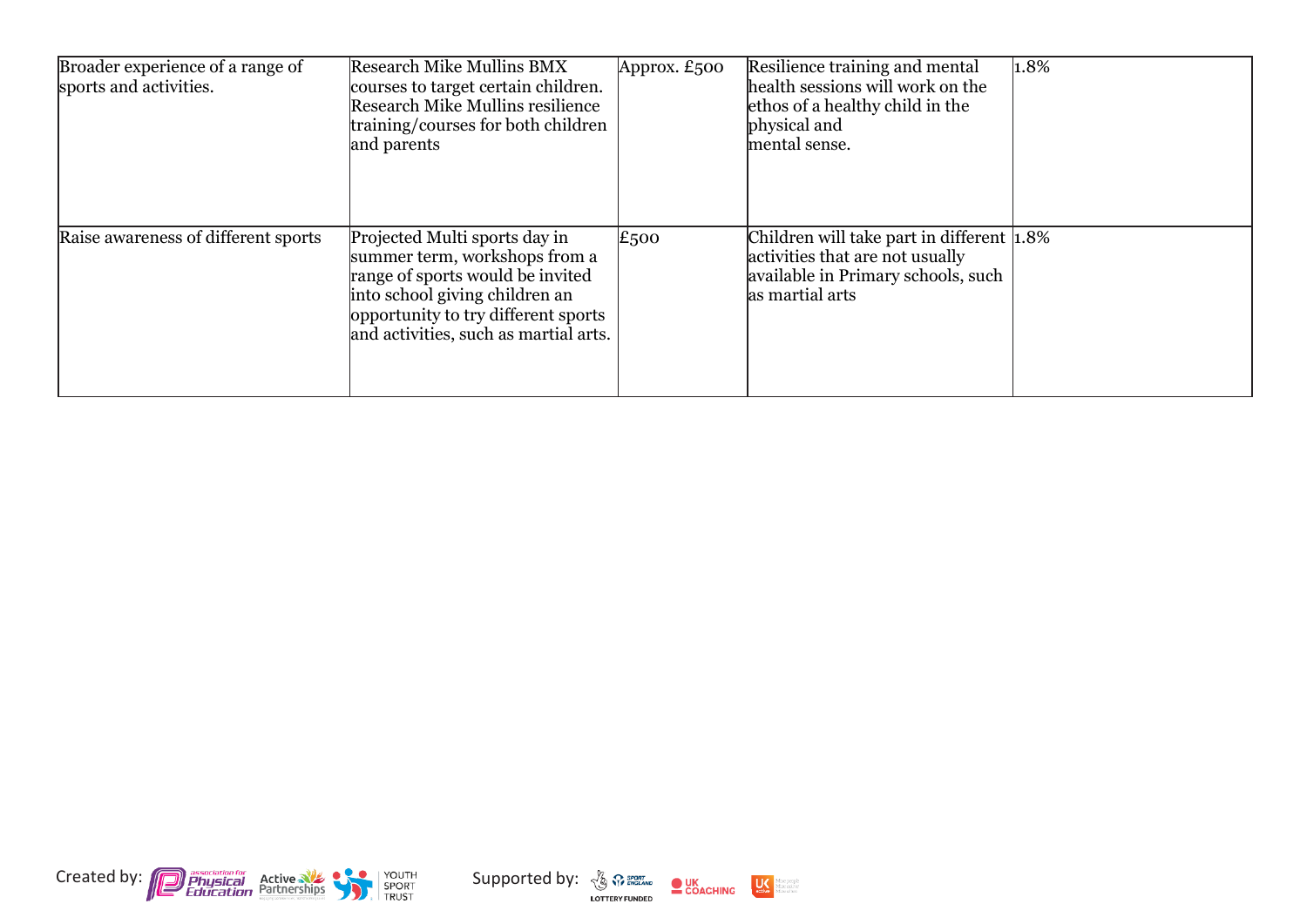| | | | | |
|---|---|---|---|---|
| Broader experience of a range of sports and activities. | Research Mike Mullins BMX courses to target certain children. Research Mike Mullins resilience training/courses for both children and parents | Approx. £500 | Resilience training and mental health sessions will work on the ethos of a healthy child in the physical and mental sense. | 1.8% |
| Raise awareness of different sports | Projected Multi sports day in summer term, workshops from a range of sports would be invited into school giving children an opportunity to try different sports and activities, such as martial arts. | £500 | Children will take part in different activities that are not usually available in Primary schools, such as martial arts | 1.8% |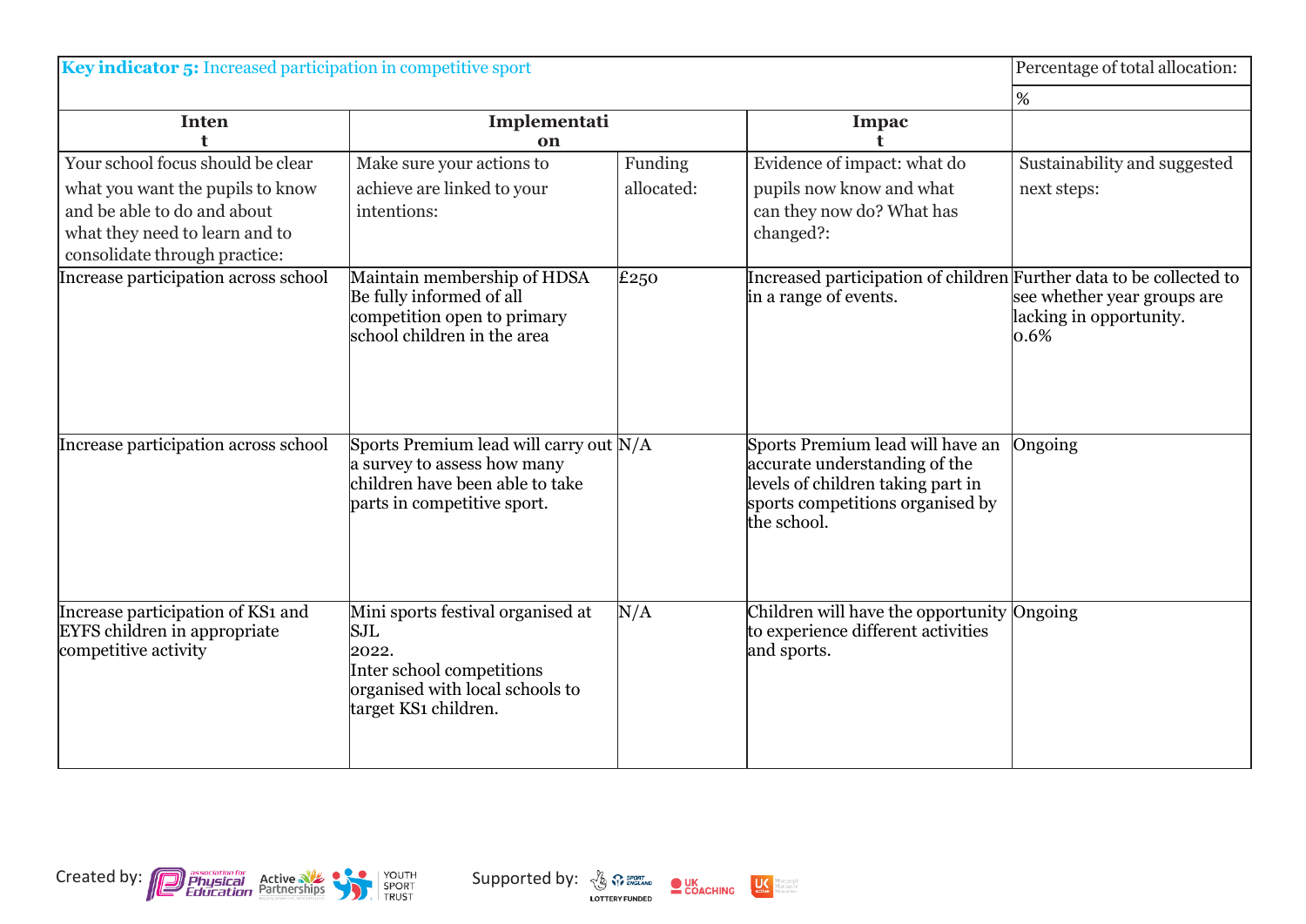| **Key indicator 5:** Increased participation in competitive sport | | | | Percentage of total allocation: |
|---|---|---|---|---|
| | | | | % |
| **Intent** | **Implementation** | | **Impact** | |
| Your school focus should be clear what you want the pupils to know and be able to do and about what they need to learn and to consolidate through practice: | Make sure your actions to achieve are linked to your intentions: | Funding allocated: | Evidence of impact: what do pupils now know and what can they now do? What has changed?: | Sustainability and suggested next steps: |
| Increase participation across school | Maintain membership of HDSA Be fully informed of all competition open to primary school children in the area | £250 | Increased participation of children in a range of events. | Further data to be collected to see whether year groups are lacking in opportunity. 0.6% |
| Increase participation across school | Sports Premium lead will carry out a survey to assess how many children have been able to take parts in competitive sport. | N/A | Sports Premium lead will have an accurate understanding of the levels of children taking part in sports competitions organised by the school. | Ongoing |
| Increase participation of KS1 and EYFS children in appropriate competitive activity | Mini sports festival organised at SJL 2022. Inter school competitions organised with local schools to target KS1 children. | N/A | Children will have the opportunity to experience different activities and sports. | Ongoing |

Created by: Association for Physical Education, Active Partnerships, Youth Sport Trust

Supported by: Sport England (Lottery Funded), UK Coaching, UK Active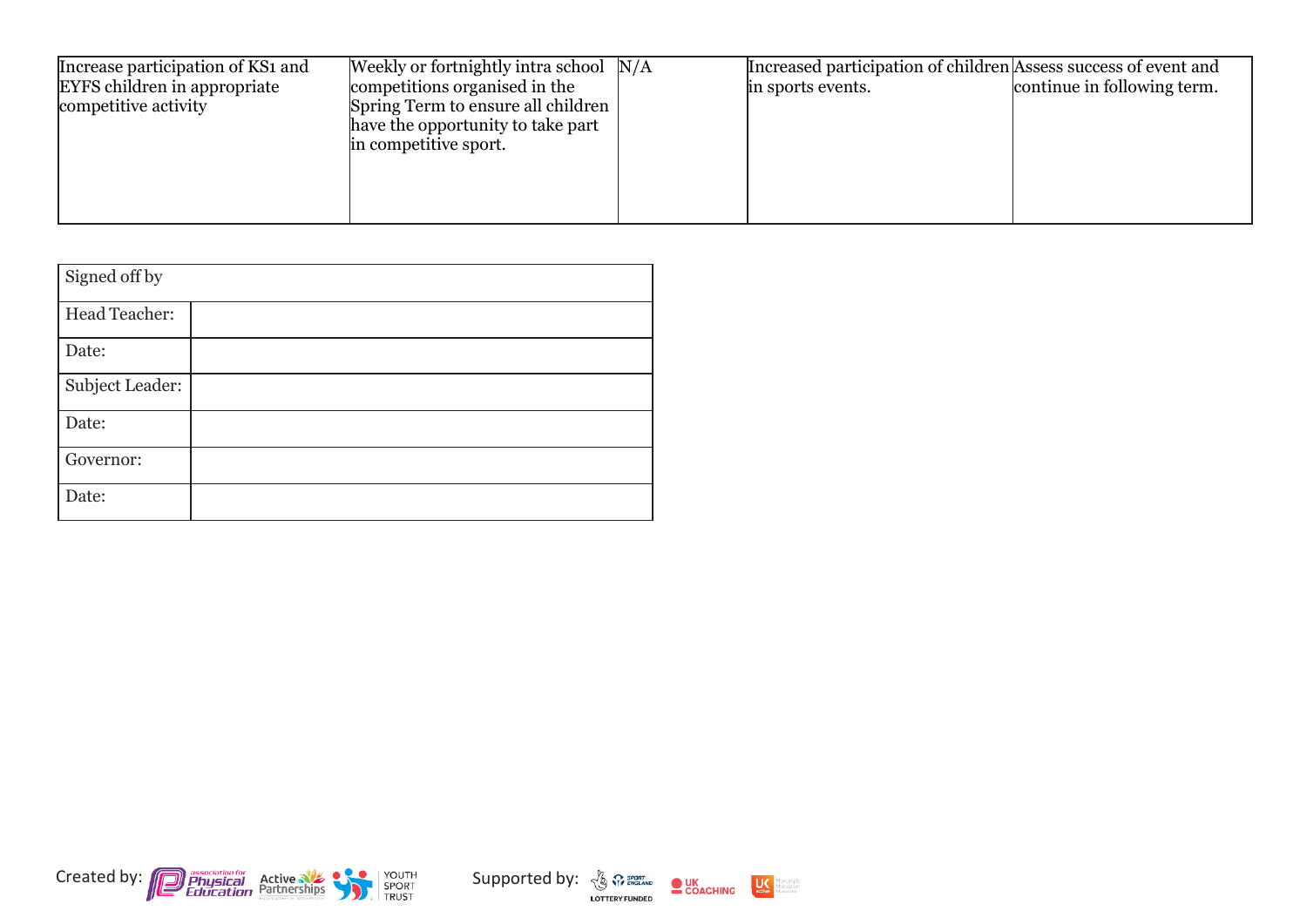| | | | | |
|---|---|---|---|---|
| Increase participation of KS1 and EYFS children in appropriate competitive activity | Weekly or fortnightly intra school competitions organised in the Spring Term to ensure all children have the opportunity to take part in competitive sport. | N/A | Increased participation of children in sports events. | Assess success of event and continue in following term. |

| Signed off by | |
|---|---|
| Head Teacher: | |
| Date: | |
| Subject Leader: | |
| Date: | |
| Governor: | |
| Date: | |

Created by: association for Physical Education, Active Partnerships, Youth Sport Trust

Supported by: Sport England (Lottery Funded), UK Coaching, UK Active